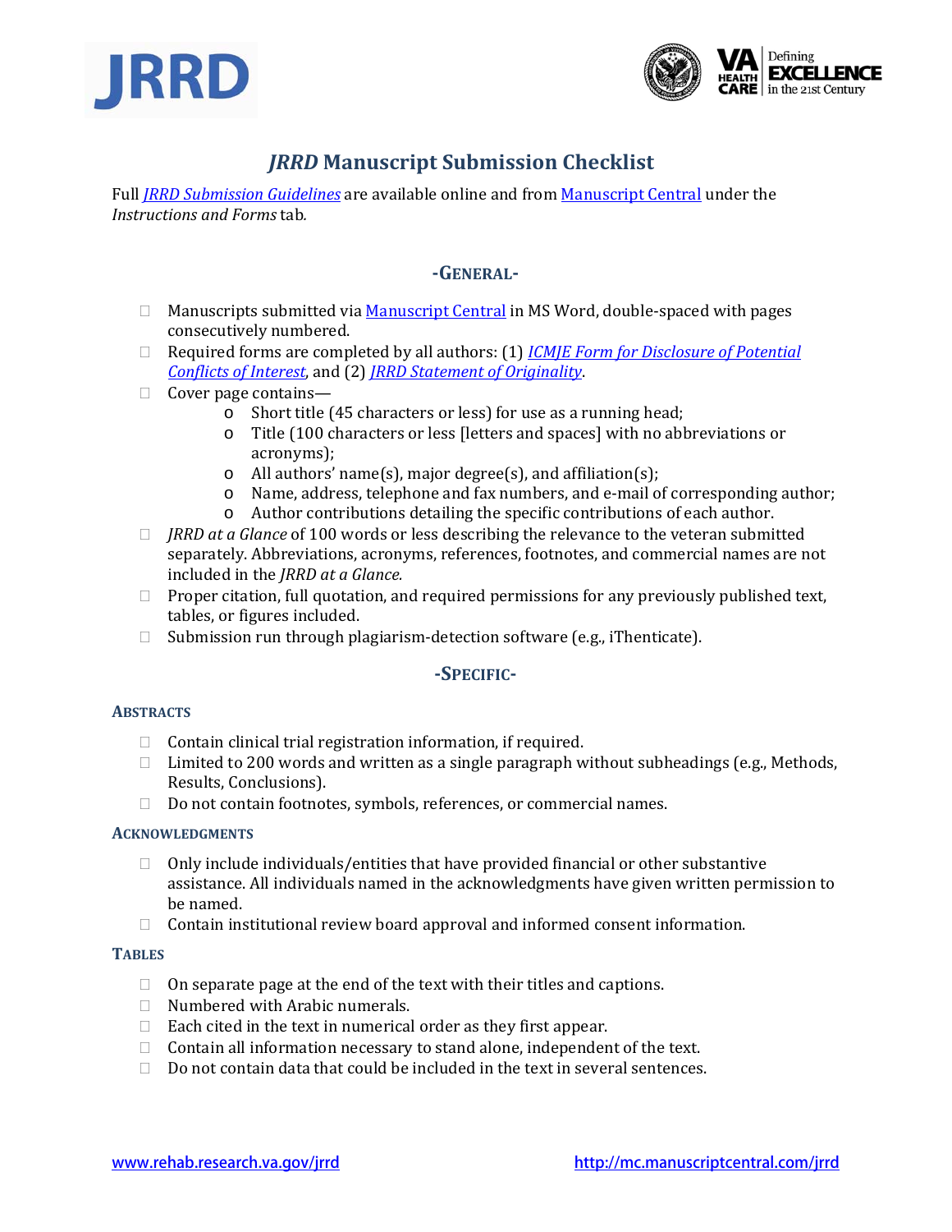# *JRRD* Manuscript Submission Checklist

Full *JRRD Submission Guidelines* are available online and from Manuscript Central under the *Instructions and Forms* tab.

## -GENERAL-

- ☐ Manuscripts submitted via Manuscript Central in MS Word, double-spaced with pages consecutively numbered.
- ☐ Required forms are completed by all authors: (1) *ICMJE Form for Disclosure of Potential Conflicts of Interest*, and (2) *JRRD Statement of Originality*.
- ☐ Cover page contains—
  - Short title (45 characters or less) for use as a running head;
  - Title (100 characters or less [letters and spaces] with no abbreviations or acronyms);
  - All authors' name(s), major degree(s), and affiliation(s);
  - Name, address, telephone and fax numbers, and e-mail of corresponding author;
  - Author contributions detailing the specific contributions of each author.
- ☐ *JRRD at a Glance* of 100 words or less describing the relevance to the veteran submitted separately. Abbreviations, acronyms, references, footnotes, and commercial names are not included in the *JRRD at a Glance.*
- ☐ Proper citation, full quotation, and required permissions for any previously published text, tables, or figures included.
- ☐ Submission run through plagiarism-detection software (e.g., iThenticate).

## -SPECIFIC-

### ABSTRACTS

- ☐ Contain clinical trial registration information, if required.
- ☐ Limited to 200 words and written as a single paragraph without subheadings (e.g., Methods, Results, Conclusions).
- ☐ Do not contain footnotes, symbols, references, or commercial names.

### ACKNOWLEDGMENTS

- ☐ Only include individuals/entities that have provided financial or other substantive assistance. All individuals named in the acknowledgments have given written permission to be named.
- ☐ Contain institutional review board approval and informed consent information.

### TABLES

- ☐ On separate page at the end of the text with their titles and captions.
- ☐ Numbered with Arabic numerals.
- ☐ Each cited in the text in numerical order as they first appear.
- ☐ Contain all information necessary to stand alone, independent of the text.
- ☐ Do not contain data that could be included in the text in several sentences.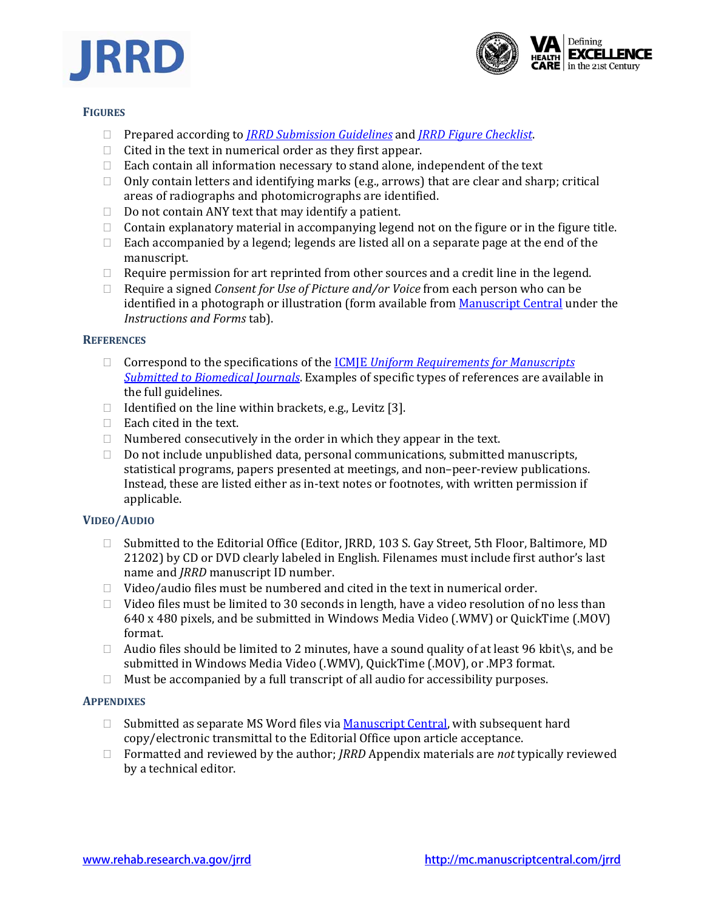## Figures

- ☐ Prepared according to *JRRD Submission Guidelines* and *JRRD Figure Checklist*.
- ☐ Cited in the text in numerical order as they first appear.
- ☐ Each contain all information necessary to stand alone, independent of the text
- ☐ Only contain letters and identifying marks (e.g., arrows) that are clear and sharp; critical areas of radiographs and photomicrographs are identified.
- ☐ Do not contain ANY text that may identify a patient.
- ☐ Contain explanatory material in accompanying legend not on the figure or in the figure title.
- ☐ Each accompanied by a legend; legends are listed all on a separate page at the end of the manuscript.
- ☐ Require permission for art reprinted from other sources and a credit line in the legend.
- ☐ Require a signed *Consent for Use of Picture and/or Voice* from each person who can be identified in a photograph or illustration (form available from Manuscript Central under the *Instructions and Forms* tab).

## References

- ☐ Correspond to the specifications of the ICMJE *Uniform Requirements for Manuscripts Submitted to Biomedical Journals*. Examples of specific types of references are available in the full guidelines.
- ☐ Identified on the line within brackets, e.g., Levitz [3].
- ☐ Each cited in the text.
- ☐ Numbered consecutively in the order in which they appear in the text.
- ☐ Do not include unpublished data, personal communications, submitted manuscripts, statistical programs, papers presented at meetings, and non–peer-review publications. Instead, these are listed either as in-text notes or footnotes, with written permission if applicable.

## Video/Audio

- ☐ Submitted to the Editorial Office (Editor, JRRD, 103 S. Gay Street, 5th Floor, Baltimore, MD 21202) by CD or DVD clearly labeled in English. Filenames must include first author's last name and *JRRD* manuscript ID number.
- ☐ Video/audio files must be numbered and cited in the text in numerical order.
- ☐ Video files must be limited to 30 seconds in length, have a video resolution of no less than 640 x 480 pixels, and be submitted in Windows Media Video (.WMV) or QuickTime (.MOV) format.
- ☐ Audio files should be limited to 2 minutes, have a sound quality of at least 96 kbit\s, and be submitted in Windows Media Video (.WMV), QuickTime (.MOV), or .MP3 format.
- ☐ Must be accompanied by a full transcript of all audio for accessibility purposes.

## Appendixes

- ☐ Submitted as separate MS Word files via Manuscript Central, with subsequent hard copy/electronic transmittal to the Editorial Office upon article acceptance.
- ☐ Formatted and reviewed by the author; *JRRD* Appendix materials are *not* typically reviewed by a technical editor.